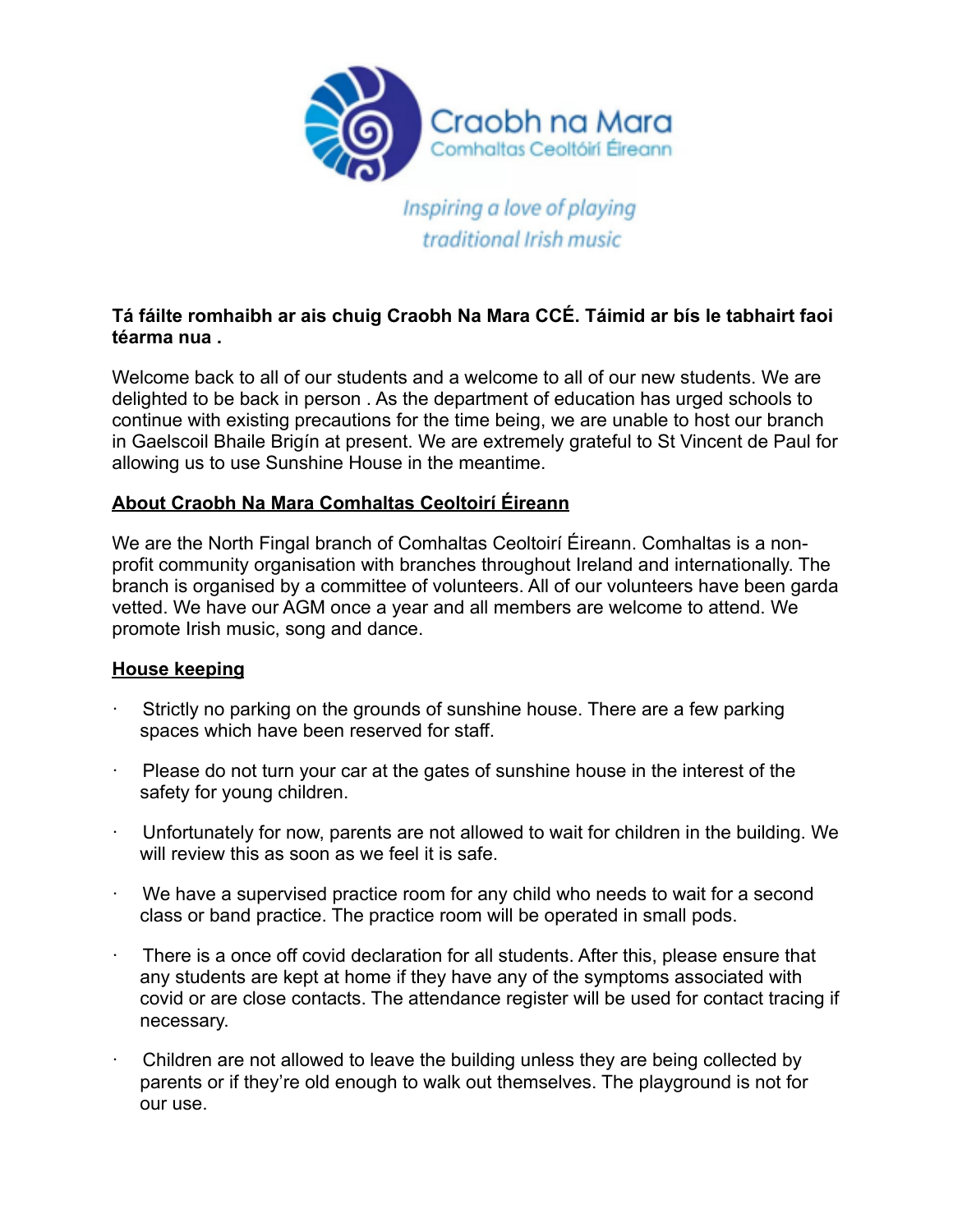Craobh na Mara
Comhaltas Ceoltóirí Éireann

*Inspiring a love of playing traditional Irish music*

**Tá fáilte romhaibh ar ais chuig Craobh Na Mara CCÉ. Táimid ar bís le tabhairt faoi téarma nua .**

Welcome back to all of our students and a welcome to all of our new students. We are delighted to be back in person . As the department of education has urged schools to continue with existing precautions for the time being, we are unable to host our branch in Gaelscoil Bhaile Brigín at present. We are extremely grateful to St Vincent de Paul for allowing us to use Sunshine House in the meantime.

## About Craobh Na Mara Comhaltas Ceoltoirí Éireann

We are the North Fingal branch of Comhaltas Ceoltoirí Éireann. Comhaltas is a non-profit community organisation with branches throughout Ireland and internationally. The branch is organised by a committee of volunteers. All of our volunteers have been garda vetted. We have our AGM once a year and all members are welcome to attend. We promote Irish music, song and dance.

## House keeping

- Strictly no parking on the grounds of sunshine house. There are a few parking spaces which have been reserved for staff.
- Please do not turn your car at the gates of sunshine house in the interest of the safety for young children.
- Unfortunately for now, parents are not allowed to wait for children in the building. We will review this as soon as we feel it is safe.
- We have a supervised practice room for any child who needs to wait for a second class or band practice. The practice room will be operated in small pods.
- There is a once off covid declaration for all students. After this, please ensure that any students are kept at home if they have any of the symptoms associated with covid or are close contacts. The attendance register will be used for contact tracing if necessary.
- Children are not allowed to leave the building unless they are being collected by parents or if they're old enough to walk out themselves. The playground is not for our use.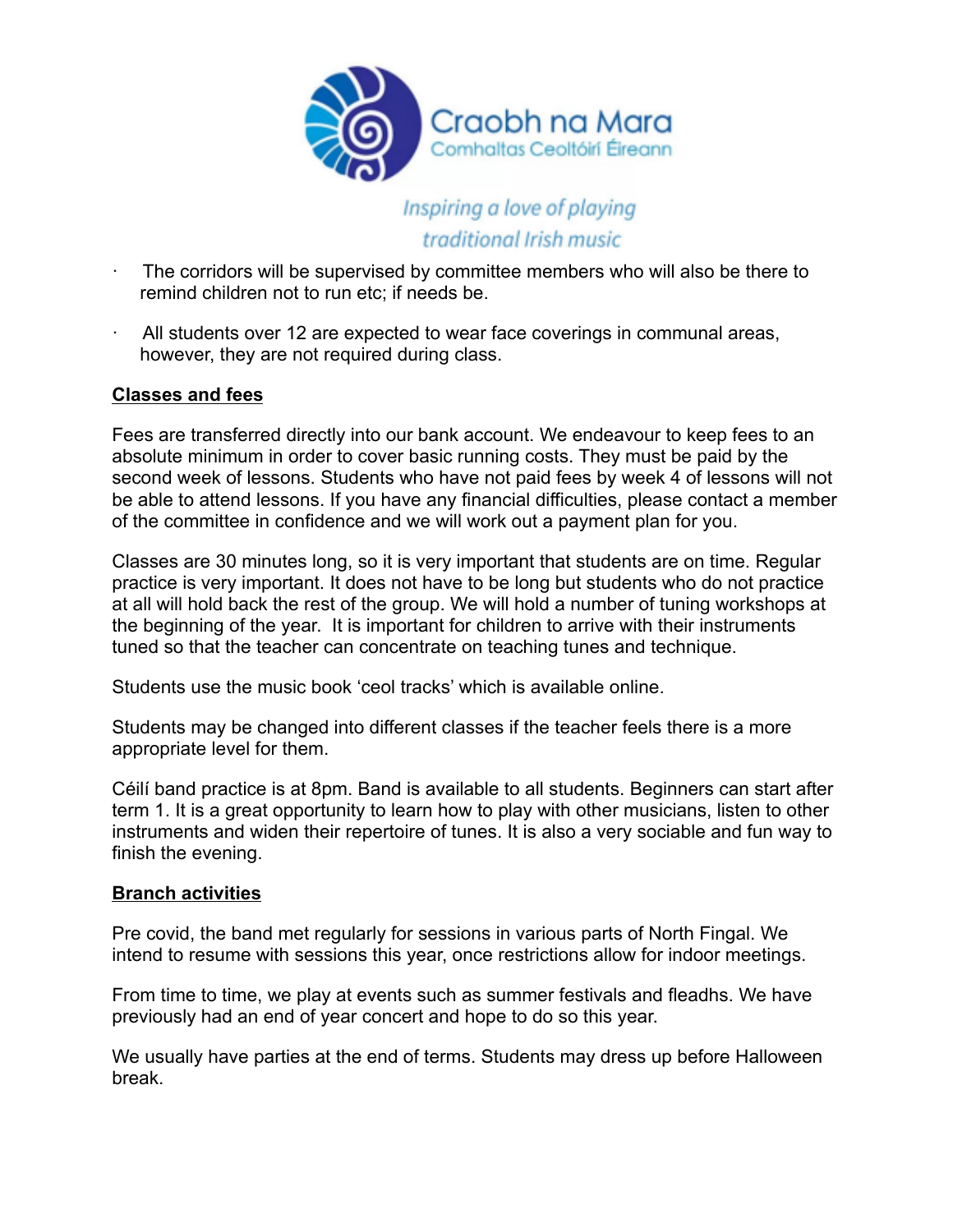Craobh na Mara
Comhaltas Ceoltóirí Éireann

*Inspiring a love of playing traditional Irish music*

- The corridors will be supervised by committee members who will also be there to remind children not to run etc; if needs be.
- All students over 12 are expected to wear face coverings in communal areas, however, they are not required during class.

**Classes and fees**

Fees are transferred directly into our bank account. We endeavour to keep fees to an absolute minimum in order to cover basic running costs. They must be paid by the second week of lessons. Students who have not paid fees by week 4 of lessons will not be able to attend lessons. If you have any financial difficulties, please contact a member of the committee in confidence and we will work out a payment plan for you.

Classes are 30 minutes long, so it is very important that students are on time. Regular practice is very important. It does not have to be long but students who do not practice at all will hold back the rest of the group. We will hold a number of tuning workshops at the beginning of the year.  It is important for children to arrive with their instruments tuned so that the teacher can concentrate on teaching tunes and technique.

Students use the music book 'ceol tracks' which is available online.

Students may be changed into different classes if the teacher feels there is a more appropriate level for them.

Céilí band practice is at 8pm. Band is available to all students. Beginners can start after term 1. It is a great opportunity to learn how to play with other musicians, listen to other instruments and widen their repertoire of tunes. It is also a very sociable and fun way to finish the evening.

**Branch activities**

Pre covid, the band met regularly for sessions in various parts of North Fingal. We intend to resume with sessions this year, once restrictions allow for indoor meetings.

From time to time, we play at events such as summer festivals and fleadhs. We have previously had an end of year concert and hope to do so this year.

We usually have parties at the end of terms. Students may dress up before Halloween break.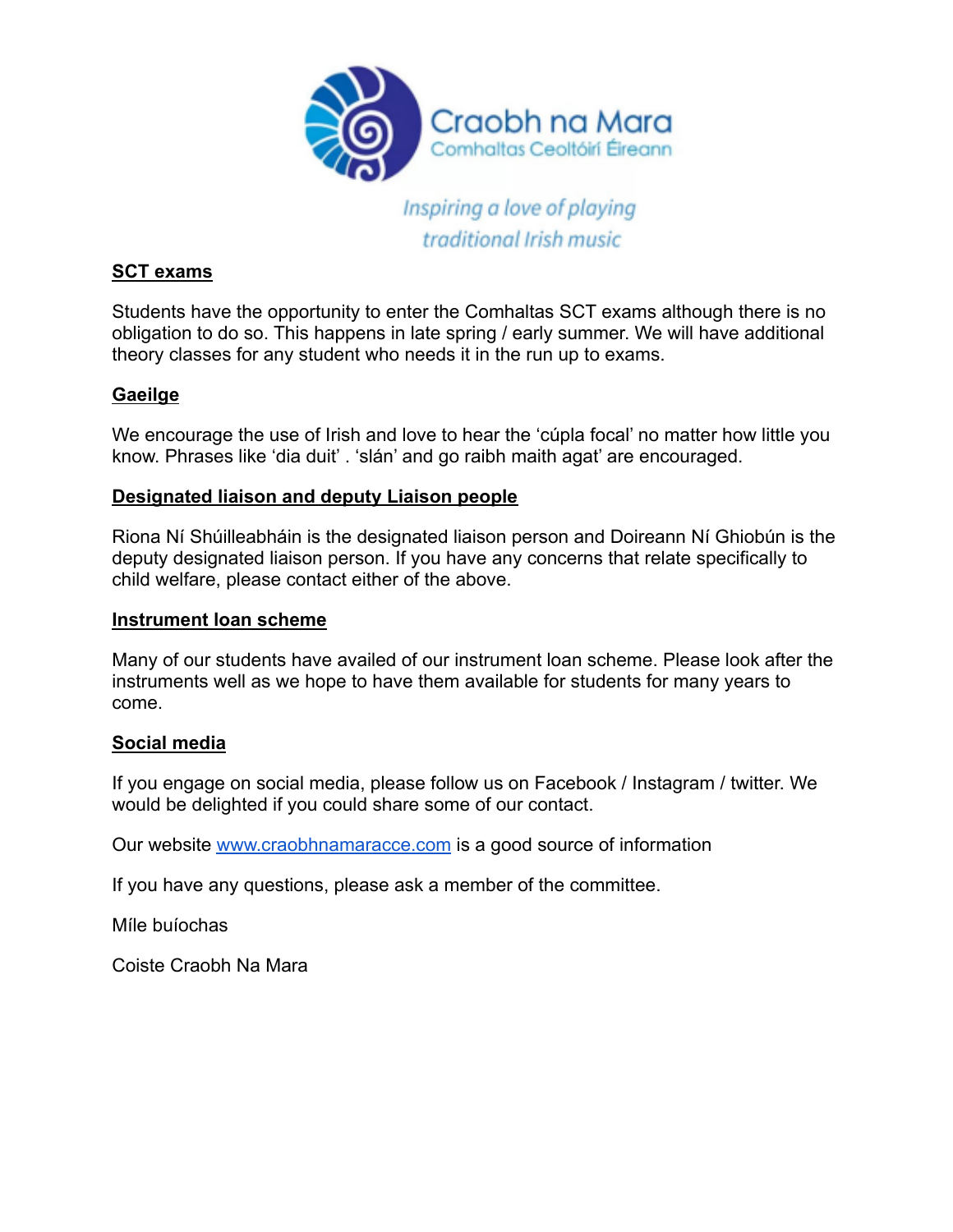Craobh na Mara
Comhaltas Ceoltóirí Éireann

*Inspiring a love of playing traditional Irish music*

## SCT exams

Students have the opportunity to enter the Comhaltas SCT exams although there is no obligation to do so. This happens in late spring / early summer. We will have additional theory classes for any student who needs it in the run up to exams.

## Gaeilge

We encourage the use of Irish and love to hear the 'cúpla focal' no matter how little you know. Phrases like 'dia duit' . 'slán' and go raibh maith agat' are encouraged.

## Designated liaison and deputy Liaison people

Riona Ní Shúilleabháin is the designated liaison person and Doireann Ní Ghiobún is the deputy designated liaison person. If you have any concerns that relate specifically to child welfare, please contact either of the above.

## Instrument loan scheme

Many of our students have availed of our instrument loan scheme. Please look after the instruments well as we hope to have them available for students for many years to come.

## Social media

If you engage on social media, please follow us on Facebook / Instagram / twitter. We would be delighted if you could share some of our contact.

Our website [www.craobhnamaracce.com](http://www.craobhnamaracce.com) is a good source of information

If you have any questions, please ask a member of the committee.

Míle buíochas

Coiste Craobh Na Mara